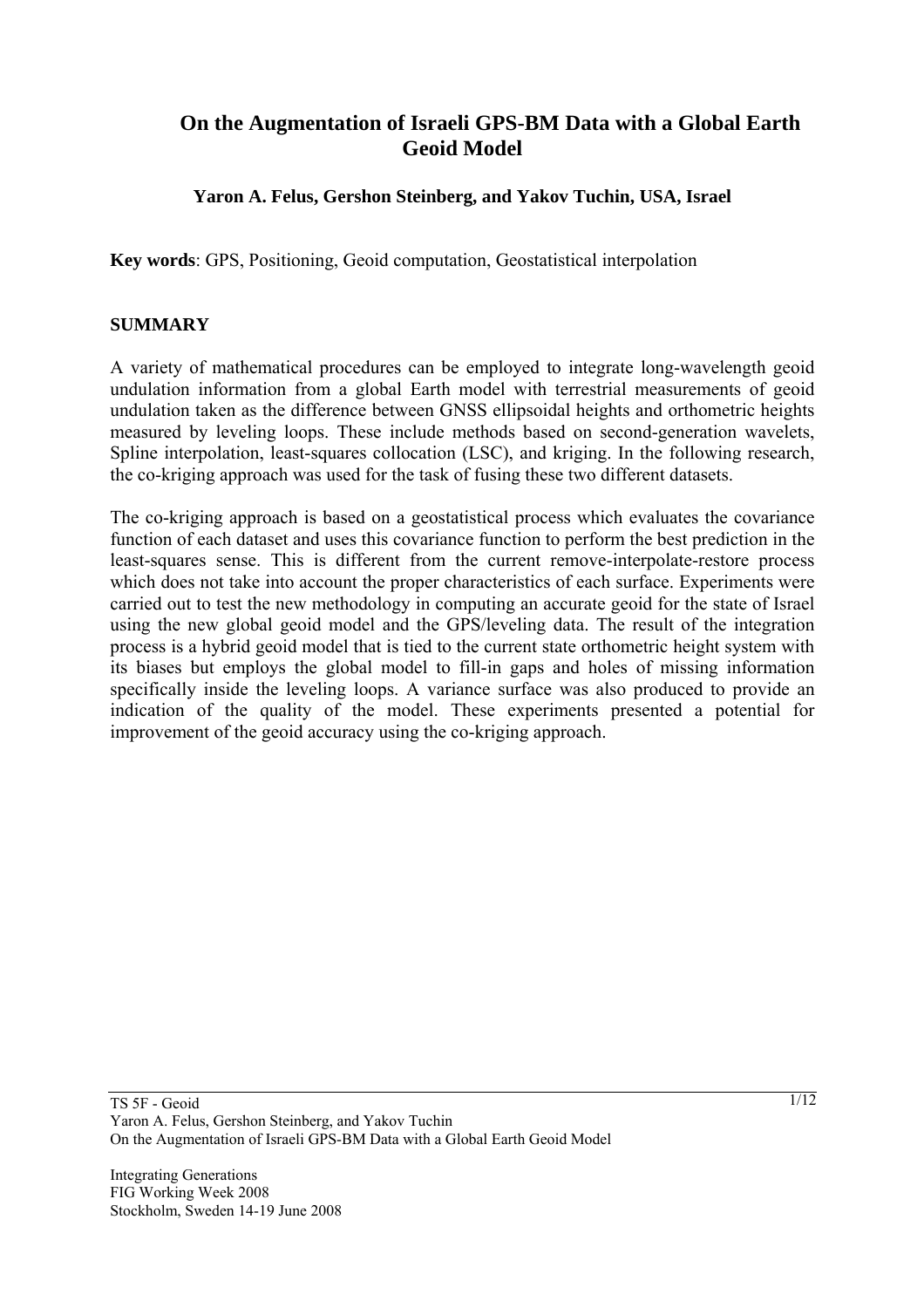# On the Augmentation of Israeli GPS-BM Data with a Global Earth Geoid Model

**Yaron A. Felus, Gershon Steinberg, and Yakov Tuchin, USA, Israel**

**Key words**: GPS, Positioning, Geoid computation, Geostatistical interpolation

## SUMMARY

A variety of mathematical procedures can be employed to integrate long-wavelength geoid undulation information from a global Earth model with terrestrial measurements of geoid undulation taken as the difference between GNSS ellipsoidal heights and orthometric heights measured by leveling loops. These include methods based on second-generation wavelets, Spline interpolation, least-squares collocation (LSC), and kriging. In the following research, the co-kriging approach was used for the task of fusing these two different datasets.

The co-kriging approach is based on a geostatistical process which evaluates the covariance function of each dataset and uses this covariance function to perform the best prediction in the least-squares sense. This is different from the current remove-interpolate-restore process which does not take into account the proper characteristics of each surface. Experiments were carried out to test the new methodology in computing an accurate geoid for the state of Israel using the new global geoid model and the GPS/leveling data. The result of the integration process is a hybrid geoid model that is tied to the current state orthometric height system with its biases but employs the global model to fill-in gaps and holes of missing information specifically inside the leveling loops. A variance surface was also produced to provide an indication of the quality of the model. These experiments presented a potential for improvement of the geoid accuracy using the co-kriging approach.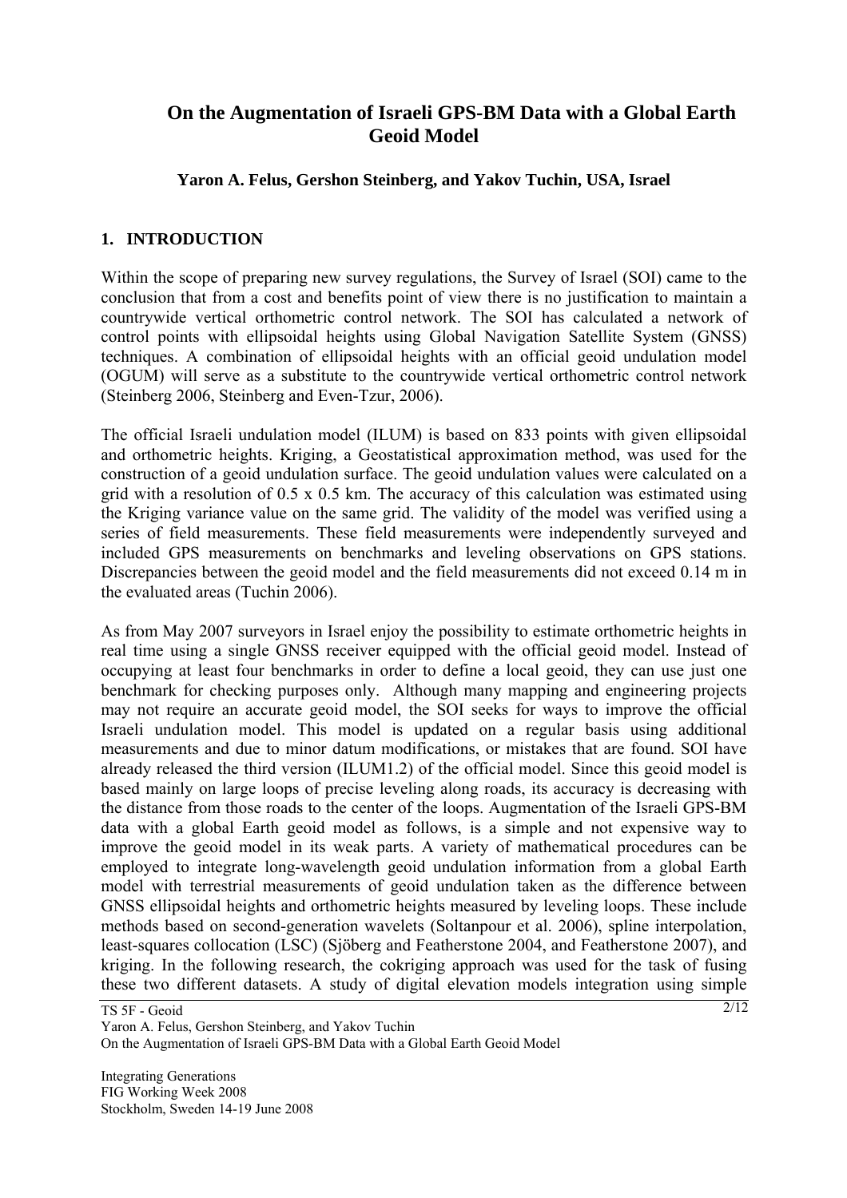# On the Augmentation of Israeli GPS-BM Data with a Global Earth Geoid Model

**Yaron A. Felus, Gershon Steinberg, and Yakov Tuchin, USA, Israel**

## 1. INTRODUCTION

Within the scope of preparing new survey regulations, the Survey of Israel (SOI) came to the conclusion that from a cost and benefits point of view there is no justification to maintain a countrywide vertical orthometric control network. The SOI has calculated a network of control points with ellipsoidal heights using Global Navigation Satellite System (GNSS) techniques. A combination of ellipsoidal heights with an official geoid undulation model (OGUM) will serve as a substitute to the countrywide vertical orthometric control network (Steinberg 2006, Steinberg and Even-Tzur, 2006).

The official Israeli undulation model (ILUM) is based on 833 points with given ellipsoidal and orthometric heights. Kriging, a Geostatistical approximation method, was used for the construction of a geoid undulation surface. The geoid undulation values were calculated on a grid with a resolution of 0.5 x 0.5 km. The accuracy of this calculation was estimated using the Kriging variance value on the same grid. The validity of the model was verified using a series of field measurements. These field measurements were independently surveyed and included GPS measurements on benchmarks and leveling observations on GPS stations. Discrepancies between the geoid model and the field measurements did not exceed 0.14 m in the evaluated areas (Tuchin 2006).

As from May 2007 surveyors in Israel enjoy the possibility to estimate orthometric heights in real time using a single GNSS receiver equipped with the official geoid model. Instead of occupying at least four benchmarks in order to define a local geoid, they can use just one benchmark for checking purposes only. Although many mapping and engineering projects may not require an accurate geoid model, the SOI seeks for ways to improve the official Israeli undulation model. This model is updated on a regular basis using additional measurements and due to minor datum modifications, or mistakes that are found. SOI have already released the third version (ILUM1.2) of the official model. Since this geoid model is based mainly on large loops of precise leveling along roads, its accuracy is decreasing with the distance from those roads to the center of the loops. Augmentation of the Israeli GPS-BM data with a global Earth geoid model as follows, is a simple and not expensive way to improve the geoid model in its weak parts. A variety of mathematical procedures can be employed to integrate long-wavelength geoid undulation information from a global Earth model with terrestrial measurements of geoid undulation taken as the difference between GNSS ellipsoidal heights and orthometric heights measured by leveling loops. These include methods based on second-generation wavelets (Soltanpour et al. 2006), spline interpolation, least-squares collocation (LSC) (Sjöberg and Featherstone 2004, and Featherstone 2007), and kriging. In the following research, the cokriging approach was used for the task of fusing these two different datasets. A study of digital elevation models integration using simple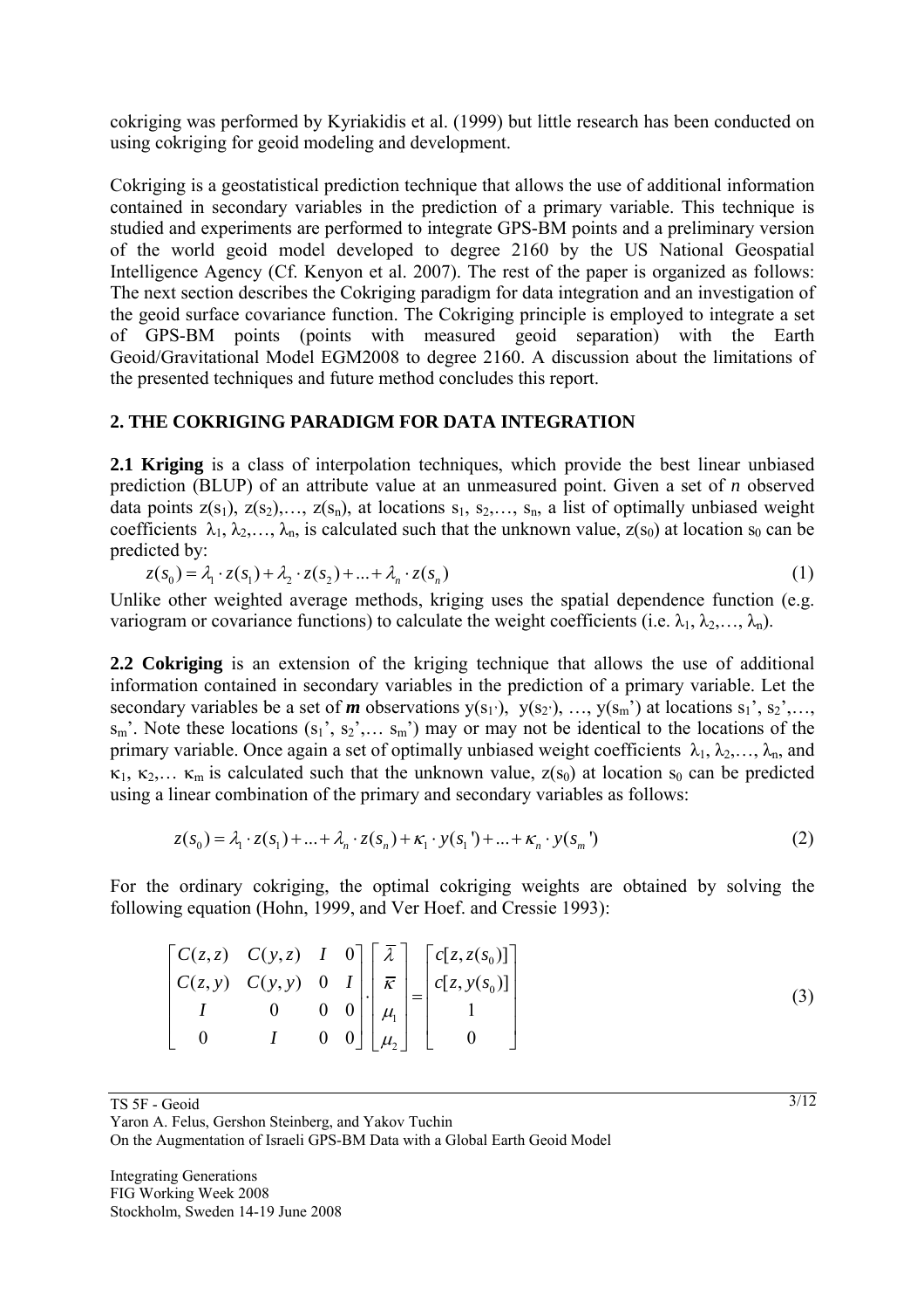cokriging was performed by Kyriakidis et al. (1999) but little research has been conducted on using cokriging for geoid modeling and development.

Cokriging is a geostatistical prediction technique that allows the use of additional information contained in secondary variables in the prediction of a primary variable. This technique is studied and experiments are performed to integrate GPS-BM points and a preliminary version of the world geoid model developed to degree 2160 by the US National Geospatial Intelligence Agency (Cf. Kenyon et al. 2007). The rest of the paper is organized as follows: The next section describes the Cokriging paradigm for data integration and an investigation of the geoid surface covariance function. The Cokriging principle is employed to integrate a set of GPS-BM points (points with measured geoid separation) with the Earth Geoid/Gravitational Model EGM2008 to degree 2160. A discussion about the limitations of the presented techniques and future method concludes this report.

## 2. THE COKRIGING PARADIGM FOR DATA INTEGRATION

**2.1 Kriging** is a class of interpolation techniques, which provide the best linear unbiased prediction (BLUP) of an attribute value at an unmeasured point. Given a set of $n$ observed data points $z(s_1)$, $z(s_2)$,…, $z(s_n)$, at locations $s_1$, $s_2$,…, $s_n$, a list of optimally unbiased weight coefficients $\lambda_1, \lambda_2,…, \lambda_n$, is calculated such that the unknown value, $z(s_0)$ at location $s_0$ can be predicted by:

$$z(s_0) = \lambda_1 \cdot z(s_1) + \lambda_2 \cdot z(s_2) + ... + \lambda_n \cdot z(s_n) \tag{1}$$

Unlike other weighted average methods, kriging uses the spatial dependence function (e.g. variogram or covariance functions) to calculate the weight coefficients (i.e. $\lambda_1, \lambda_2,…, \lambda_n$).

**2.2 Cokriging** is an extension of the kriging technique that allows the use of additional information contained in secondary variables in the prediction of a primary variable. Let the secondary variables be a set of ***m*** observations $y(s_{1'})$, $y(s_{2'})$, …, $y(s_m')$ at locations $s_1'$, $s_2'$,…, $s_m'$. Note these locations ($s_1'$, $s_2'$,… $s_m'$) may or may not be identical to the locations of the primary variable. Once again a set of optimally unbiased weight coefficients $\lambda_1, \lambda_2,…, \lambda_n$, and $\kappa_1, \kappa_2,… \kappa_m$ is calculated such that the unknown value, $z(s_0)$ at location $s_0$ can be predicted using a linear combination of the primary and secondary variables as follows:

$$z(s_0) = \lambda_1 \cdot z(s_1) + ... + \lambda_n \cdot z(s_n) + \kappa_1 \cdot y(s_1') + ... + \kappa_n \cdot y(s_m') \tag{2}$$

For the ordinary cokriging, the optimal cokriging weights are obtained by solving the following equation (Hohn, 1999, and Ver Hoef. and Cressie 1993):

$$\begin{bmatrix} C(z,z) & C(y,z) & I & 0 \\ C(z,y) & C(y,y) & 0 & I \\ I & 0 & 0 & 0 \\ 0 & I & 0 & 0 \end{bmatrix} \cdot \begin{bmatrix} \overline{\lambda} \\ \overline{\kappa} \\ \mu_1 \\ \mu_2 \end{bmatrix} = \begin{bmatrix} c[z, z(s_0)] \\ c[z, y(s_0)] \\ 1 \\ 0 \end{bmatrix} \tag{3}$$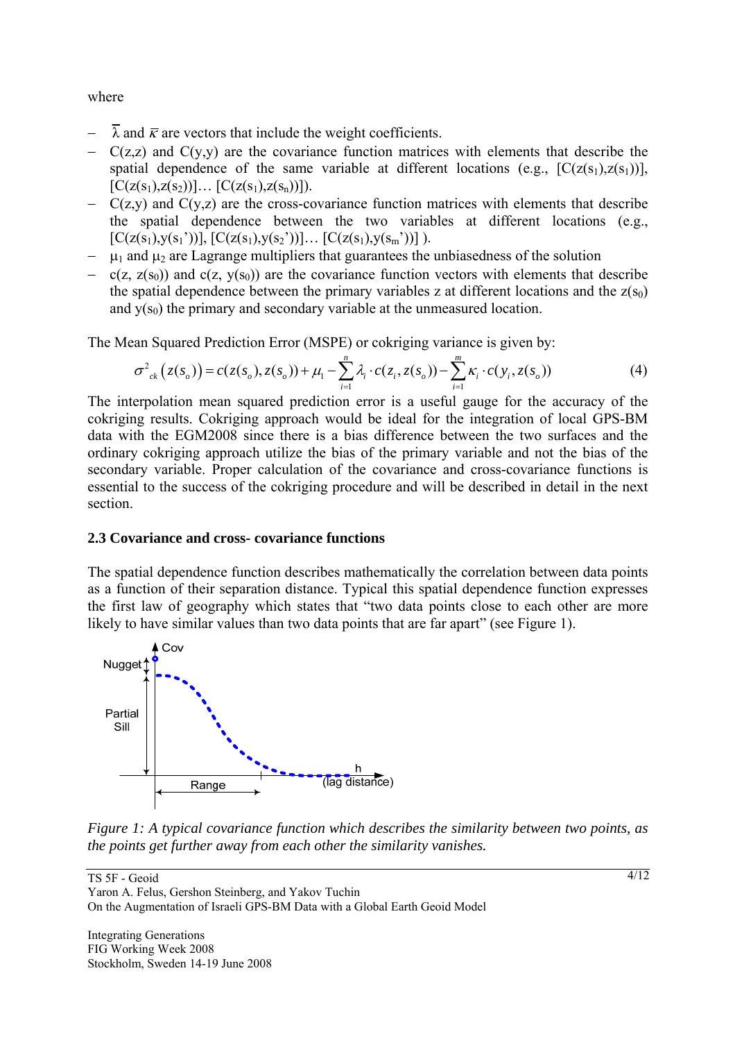where

- $\overline{\lambda}$ and $\overline{\kappa}$ are vectors that include the weight coefficients.
- C(z,z) and C(y,y) are the covariance function matrices with elements that describe the spatial dependence of the same variable at different locations (e.g., $[C(z(s_1),z(s_1))]$, $[C(z(s_1),z(s_2))]$… $[C(z(s_1),z(s_n))]$).
- C(z,y) and C(y,z) are the cross-covariance function matrices with elements that describe the spatial dependence between the two variables at different locations (e.g., $[C(z(s_1),y(s_1'))]$, $[C(z(s_1),y(s_2'))]$… $[C(z(s_1),y(s_m'))]$ ).
- $\mu_1$ and $\mu_2$ are Lagrange multipliers that guarantees the unbiasedness of the solution
- $c(z, z(s_0))$ and $c(z, y(s_0))$ are the covariance function vectors with elements that describe the spatial dependence between the primary variables z at different locations and the $z(s_0)$ and $y(s_0)$ the primary and secondary variable at the unmeasured location.

The Mean Squared Prediction Error (MSPE) or cokriging variance is given by:

$$\sigma^2_{ck}\left(z(s_o)\right) = c(z(s_o), z(s_o)) + \mu_1 - \sum_{i=1}^{n} \lambda_i \cdot c(z_i, z(s_o)) - \sum_{i=1}^{m} \kappa_i \cdot c(y_i, z(s_o)) \tag{4}$$

The interpolation mean squared prediction error is a useful gauge for the accuracy of the cokriging results. Cokriging approach would be ideal for the integration of local GPS-BM data with the EGM2008 since there is a bias difference between the two surfaces and the ordinary cokriging approach utilize the bias of the primary variable and not the bias of the secondary variable. Proper calculation of the covariance and cross-covariance functions is essential to the success of the cokriging procedure and will be described in detail in the next section.

### 2.3 Covariance and cross- covariance functions

The spatial dependence function describes mathematically the correlation between data points as a function of their separation distance. Typical this spatial dependence function expresses the first law of geography which states that "two data points close to each other are more likely to have similar values than two data points that are far apart" (see Figure 1).

*Figure 1: A typical covariance function which describes the similarity between two points, as the points get further away from each other the similarity vanishes.*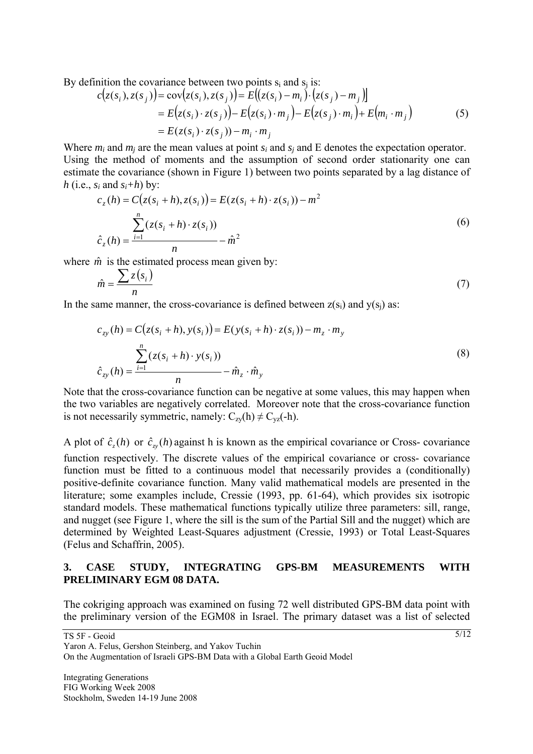By definition the covariance between two points $s_i$ and $s_j$ is:

$$
\begin{aligned}
c(z(s_i), z(s_j)) = \operatorname{cov}(z(s_i), z(s_j)) &= E\left((z(s_i) - m_i)\cdot(z(s_j) - m_j)\right) \\
&= E(z(s_i)\cdot z(s_j)) - E(z(s_i)\cdot m_j) - E(z(s_j)\cdot m_i) + E(m_i \cdot m_j) \\
&= E(z(s_i)\cdot z(s_j)) - m_i \cdot m_j
\end{aligned}
\tag{5}
$$

Where $m_i$ and $m_j$ are the mean values at point $s_i$ and $s_j$ and E denotes the expectation operator. Using the method of moments and the assumption of second order stationarity one can estimate the covariance (shown in Figure 1) between two points separated by a lag distance of $h$ (i.e., $s_i$ and $s_i+h$) by:

$$
\begin{aligned}
c_z(h) &= C(z(s_i+h), z(s_i)) = E(z(s_i+h)\cdot z(s_i)) - m^2 \\
\hat{c}_z(h) &= \frac{\sum_{i=1}^{n}(z(s_i+h)\cdot z(s_i))}{n} - \hat{m}^2
\end{aligned}
\tag{6}
$$

where $\hat{m}$ is the estimated process mean given by:

$$
\hat{m} = \frac{\sum z(s_i)}{n}
\tag{7}
$$

In the same manner, the cross-covariance is defined between $z(s_i)$ and $y(s_j)$ as:

$$
\begin{aligned}
c_{zy}(h) &= C(z(s_i+h), y(s_i)) = E(y(s_i+h)\cdot z(s_i)) - m_z \cdot m_y \\
\hat{c}_{zy}(h) &= \frac{\sum_{i=1}^{n}(z(s_i+h)\cdot y(s_i))}{n} - \hat{m}_z \cdot \hat{m}_y
\end{aligned}
\tag{8}
$$

Note that the cross-covariance function can be negative at some values, this may happen when the two variables are negatively correlated. Moreover note that the cross-covariance function is not necessarily symmetric, namely: $C_{zy}(h) \neq C_{yz}(-h)$.

A plot of $\hat{c}_z(h)$ or $\hat{c}_{zy}(h)$ against h is known as the empirical covariance or Cross- covariance function respectively. The discrete values of the empirical covariance or cross- covariance function must be fitted to a continuous model that necessarily provides a (conditionally) positive-definite covariance function. Many valid mathematical models are presented in the literature; some examples include, Cressie (1993, pp. 61-64), which provides six isotropic standard models. These mathematical functions typically utilize three parameters: sill, range, and nugget (see Figure 1, where the sill is the sum of the Partial Sill and the nugget) which are determined by Weighted Least-Squares adjustment (Cressie, 1993) or Total Least-Squares (Felus and Schaffrin, 2005).

## 3. CASE STUDY, INTEGRATING GPS-BM MEASUREMENTS WITH PRELIMINARY EGM 08 DATA.

The cokriging approach was examined on fusing 72 well distributed GPS-BM data point with the preliminary version of the EGM08 in Israel. The primary dataset was a list of selected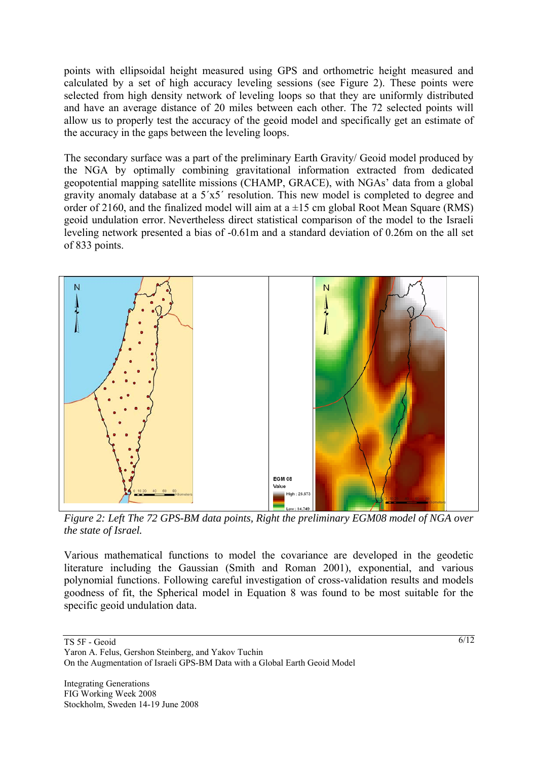points with ellipsoidal height measured using GPS and orthometric height measured and calculated by a set of high accuracy leveling sessions (see Figure 2). These points were selected from high density network of leveling loops so that they are uniformly distributed and have an average distance of 20 miles between each other. The 72 selected points will allow us to properly test the accuracy of the geoid model and specifically get an estimate of the accuracy in the gaps between the leveling loops.

The secondary surface was a part of the preliminary Earth Gravity/ Geoid model produced by the NGA by optimally combining gravitational information extracted from dedicated geopotential mapping satellite missions (CHAMP, GRACE), with NGAs' data from a global gravity anomaly database at a 5´x5´ resolution. This new model is completed to degree and order of 2160, and the finalized model will aim at a ±15 cm global Root Mean Square (RMS) geoid undulation error. Nevertheless direct statistical comparison of the model to the Israeli leveling network presented a bias of -0.61m and a standard deviation of 0.26m on the all set of 833 points.

*Figure 2: Left The 72 GPS-BM data points, Right the preliminary EGM08 model of NGA over the state of Israel.*

Various mathematical functions to model the covariance are developed in the geodetic literature including the Gaussian (Smith and Roman 2001), exponential, and various polynomial functions. Following careful investigation of cross-validation results and models goodness of fit, the Spherical model in Equation 8 was found to be most suitable for the specific geoid undulation data.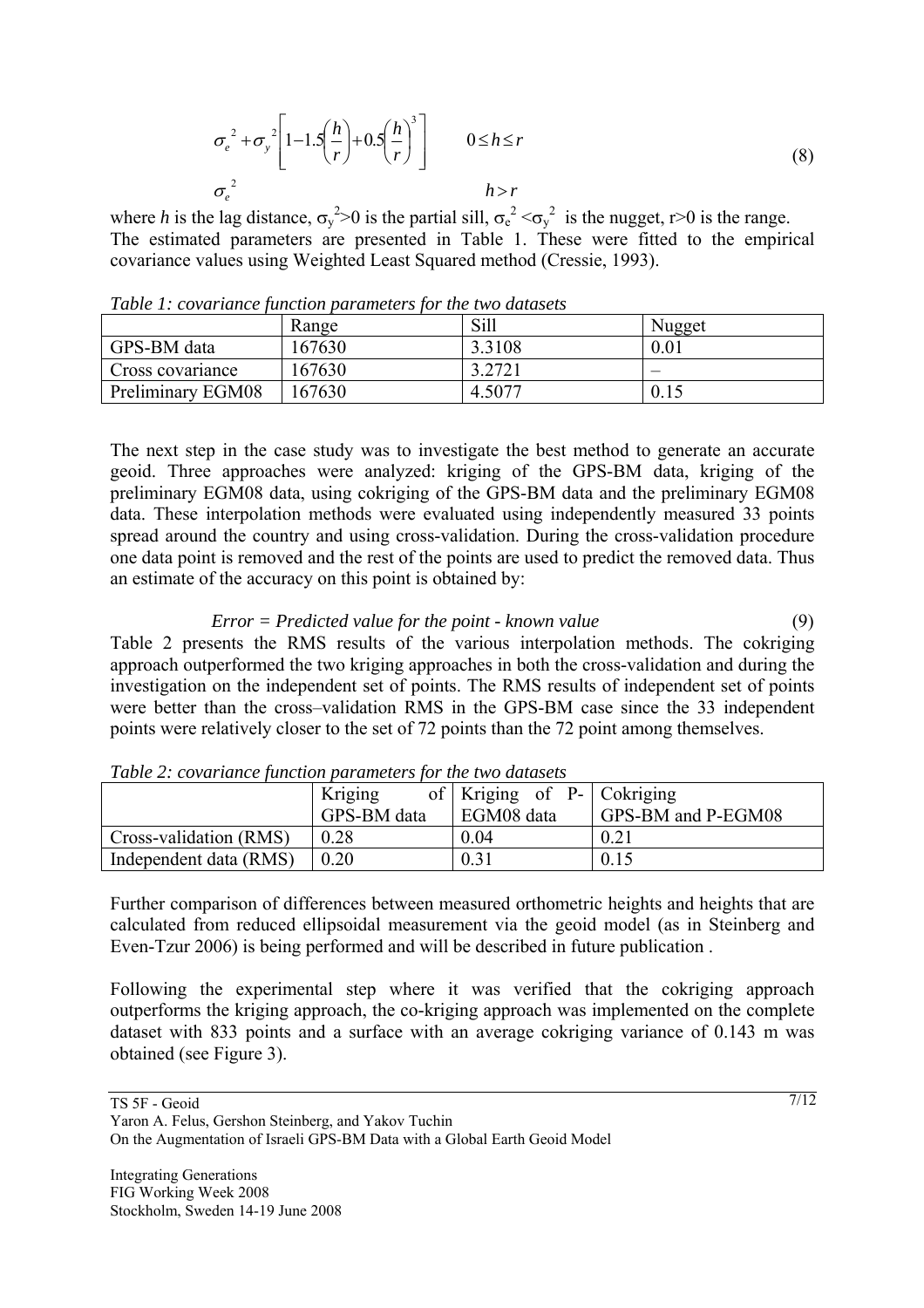$$
\begin{array}{ll}
\sigma_e^2 + \sigma_y^2\left[1 - 1.5\left(\frac{h}{r}\right) + 0.5\left(\frac{h}{r}\right)^3\right] & 0 \le h \le r \\
\sigma_e^2 & h > r
\end{array}
\tag{8}
$$

where $h$ is the lag distance, $\sigma_y^2 > 0$ is the partial sill, $\sigma_e^2 < \sigma_y^2$ is the nugget, $r > 0$ is the range. The estimated parameters are presented in Table 1. These were fitted to the empirical covariance values using Weighted Least Squared method (Cressie, 1993).

*Table 1: covariance function parameters for the two datasets*

| | Range | Sill | Nugget |
|---|---|---|---|
| GPS-BM data | 167630 | 3.3108 | 0.01 |
| Cross covariance | 167630 | 3.2721 | – |
| Preliminary EGM08 | 167630 | 4.5077 | 0.15 |

The next step in the case study was to investigate the best method to generate an accurate geoid. Three approaches were analyzed: kriging of the GPS-BM data, kriging of the preliminary EGM08 data, using cokriging of the GPS-BM data and the preliminary EGM08 data. These interpolation methods were evaluated using independently measured 33 points spread around the country and using cross-validation. During the cross-validation procedure one data point is removed and the rest of the points are used to predict the removed data. Thus an estimate of the accuracy on this point is obtained by:

$$
\textit{Error} = \textit{Predicted value for the point} - \textit{known value} \tag{9}
$$

Table 2 presents the RMS results of the various interpolation methods. The cokriging approach outperformed the two kriging approaches in both the cross-validation and during the investigation on the independent set of points. The RMS results of independent set of points were better than the cross–validation RMS in the GPS-BM case since the 33 independent points were relatively closer to the set of 72 points than the 72 point among themselves.

*Table 2: covariance function parameters for the two datasets*

| | Kriging of GPS-BM data | Kriging of P-EGM08 data | Cokriging GPS-BM and P-EGM08 |
|---|---|---|---|
| Cross-validation (RMS) | 0.28 | 0.04 | 0.21 |
| Independent data (RMS) | 0.20 | 0.31 | 0.15 |

Further comparison of differences between measured orthometric heights and heights that are calculated from reduced ellipsoidal measurement via the geoid model (as in Steinberg and Even-Tzur 2006) is being performed and will be described in future publication .

Following the experimental step where it was verified that the cokriging approach outperforms the kriging approach, the co-kriging approach was implemented on the complete dataset with 833 points and a surface with an average cokriging variance of 0.143 m was obtained (see Figure 3).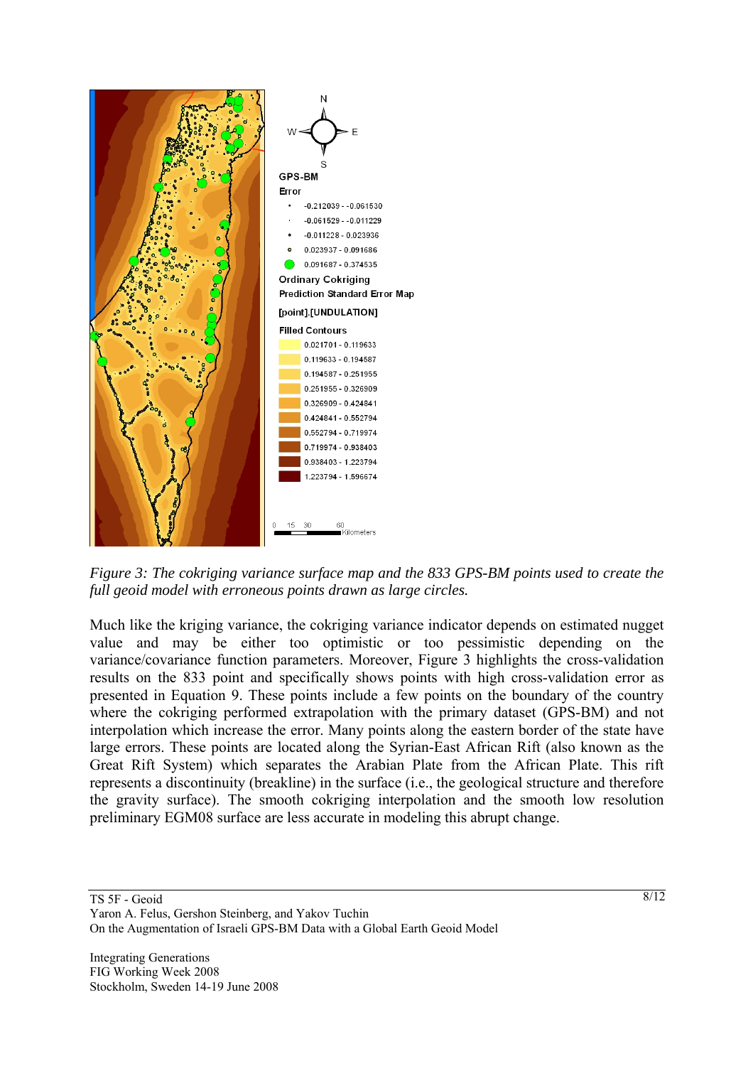*Figure 3: The cokriging variance surface map and the 833 GPS-BM points used to create the full geoid model with erroneous points drawn as large circles.*

Much like the kriging variance, the cokriging variance indicator depends on estimated nugget value and may be either too optimistic or too pessimistic depending on the variance/covariance function parameters. Moreover, Figure 3 highlights the cross-validation results on the 833 point and specifically shows points with high cross-validation error as presented in Equation 9. These points include a few points on the boundary of the country where the cokriging performed extrapolation with the primary dataset (GPS-BM) and not interpolation which increase the error. Many points along the eastern border of the state have large errors. These points are located along the Syrian-East African Rift (also known as the Great Rift System) which separates the Arabian Plate from the African Plate. This rift represents a discontinuity (breakline) in the surface (i.e., the geological structure and therefore the gravity surface). The smooth cokriging interpolation and the smooth low resolution preliminary EGM08 surface are less accurate in modeling this abrupt change.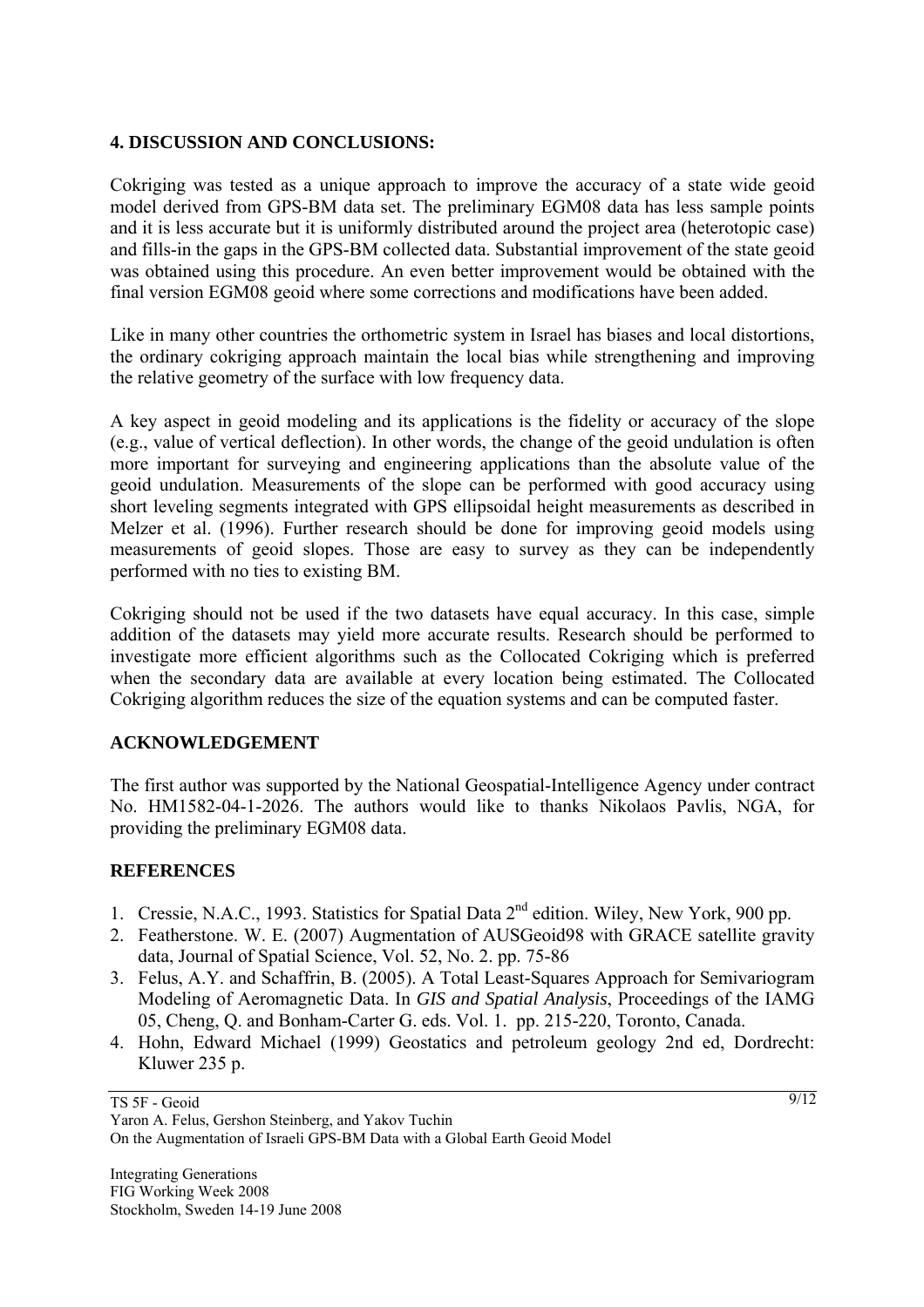## 4. DISCUSSION AND CONCLUSIONS:

Cokriging was tested as a unique approach to improve the accuracy of a state wide geoid model derived from GPS-BM data set. The preliminary EGM08 data has less sample points and it is less accurate but it is uniformly distributed around the project area (heterotopic case) and fills-in the gaps in the GPS-BM collected data. Substantial improvement of the state geoid was obtained using this procedure. An even better improvement would be obtained with the final version EGM08 geoid where some corrections and modifications have been added.

Like in many other countries the orthometric system in Israel has biases and local distortions, the ordinary cokriging approach maintain the local bias while strengthening and improving the relative geometry of the surface with low frequency data.

A key aspect in geoid modeling and its applications is the fidelity or accuracy of the slope (e.g., value of vertical deflection). In other words, the change of the geoid undulation is often more important for surveying and engineering applications than the absolute value of the geoid undulation. Measurements of the slope can be performed with good accuracy using short leveling segments integrated with GPS ellipsoidal height measurements as described in Melzer et al. (1996). Further research should be done for improving geoid models using measurements of geoid slopes. Those are easy to survey as they can be independently performed with no ties to existing BM.

Cokriging should not be used if the two datasets have equal accuracy. In this case, simple addition of the datasets may yield more accurate results. Research should be performed to investigate more efficient algorithms such as the Collocated Cokriging which is preferred when the secondary data are available at every location being estimated. The Collocated Cokriging algorithm reduces the size of the equation systems and can be computed faster.

## ACKNOWLEDGEMENT

The first author was supported by the National Geospatial-Intelligence Agency under contract No. HM1582-04-1-2026. The authors would like to thanks Nikolaos Pavlis, NGA, for providing the preliminary EGM08 data.

## REFERENCES

1. Cressie, N.A.C., 1993. Statistics for Spatial Data 2nd edition. Wiley, New York, 900 pp.
2. Featherstone. W. E. (2007) Augmentation of AUSGeoid98 with GRACE satellite gravity data, Journal of Spatial Science, Vol. 52, No. 2. pp. 75-86
3. Felus, A.Y. and Schaffrin, B. (2005). A Total Least-Squares Approach for Semivariogram Modeling of Aeromagnetic Data. In *GIS and Spatial Analysis*, Proceedings of the IAMG 05, Cheng, Q. and Bonham-Carter G. eds. Vol. 1. pp. 215-220, Toronto, Canada.
4. Hohn, Edward Michael (1999) Geostatics and petroleum geology 2nd ed, Dordrecht: Kluwer 235 p.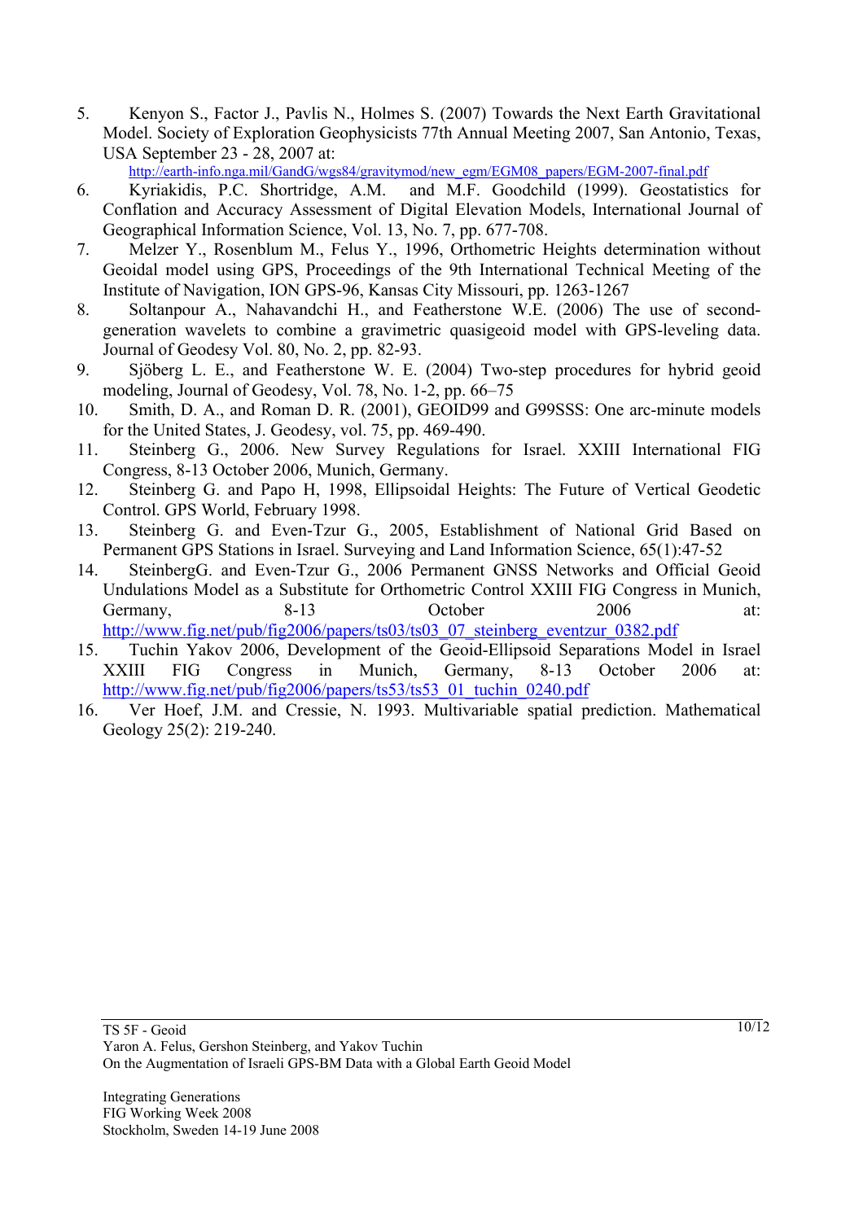5. Kenyon S., Factor J., Pavlis N., Holmes S. (2007) Towards the Next Earth Gravitational Model. Society of Exploration Geophysicists 77th Annual Meeting 2007, San Antonio, Texas, USA September 23 - 28, 2007 at: http://earth-info.nga.mil/GandG/wgs84/gravitymod/new_egm/EGM08_papers/EGM-2007-final.pdf
6. Kyriakidis, P.C. Shortridge, A.M. and M.F. Goodchild (1999). Geostatistics for Conflation and Accuracy Assessment of Digital Elevation Models, International Journal of Geographical Information Science, Vol. 13, No. 7, pp. 677-708.
7. Melzer Y., Rosenblum M., Felus Y., 1996, Orthometric Heights determination without Geoidal model using GPS, Proceedings of the 9th International Technical Meeting of the Institute of Navigation, ION GPS-96, Kansas City Missouri, pp. 1263-1267
8. Soltanpour A., Nahavandchi H., and Featherstone W.E. (2006) The use of second-generation wavelets to combine a gravimetric quasigeoid model with GPS-leveling data. Journal of Geodesy Vol. 80, No. 2, pp. 82-93.
9. Sjöberg L. E., and Featherstone W. E. (2004) Two-step procedures for hybrid geoid modeling, Journal of Geodesy, Vol. 78, No. 1-2, pp. 66–75
10. Smith, D. A., and Roman D. R. (2001), GEOID99 and G99SSS: One arc-minute models for the United States, J. Geodesy, vol. 75, pp. 469-490.
11. Steinberg G., 2006. New Survey Regulations for Israel. XXIII International FIG Congress, 8-13 October 2006, Munich, Germany.
12. Steinberg G. and Papo H, 1998, Ellipsoidal Heights: The Future of Vertical Geodetic Control. GPS World, February 1998.
13. Steinberg G. and Even-Tzur G., 2005, Establishment of National Grid Based on Permanent GPS Stations in Israel. Surveying and Land Information Science, 65(1):47-52
14. SteinbergG. and Even-Tzur G., 2006 Permanent GNSS Networks and Official Geoid Undulations Model as a Substitute for Orthometric Control XXIII FIG Congress in Munich, Germany, 8-13 October 2006 at: http://www.fig.net/pub/fig2006/papers/ts03/ts03_07_steinberg_eventzur_0382.pdf
15. Tuchin Yakov 2006, Development of the Geoid-Ellipsoid Separations Model in Israel XXIII FIG Congress in Munich, Germany, 8-13 October 2006 at: http://www.fig.net/pub/fig2006/papers/ts53/ts53_01_tuchin_0240.pdf
16. Ver Hoef, J.M. and Cressie, N. 1993. Multivariable spatial prediction. Mathematical Geology 25(2): 219-240.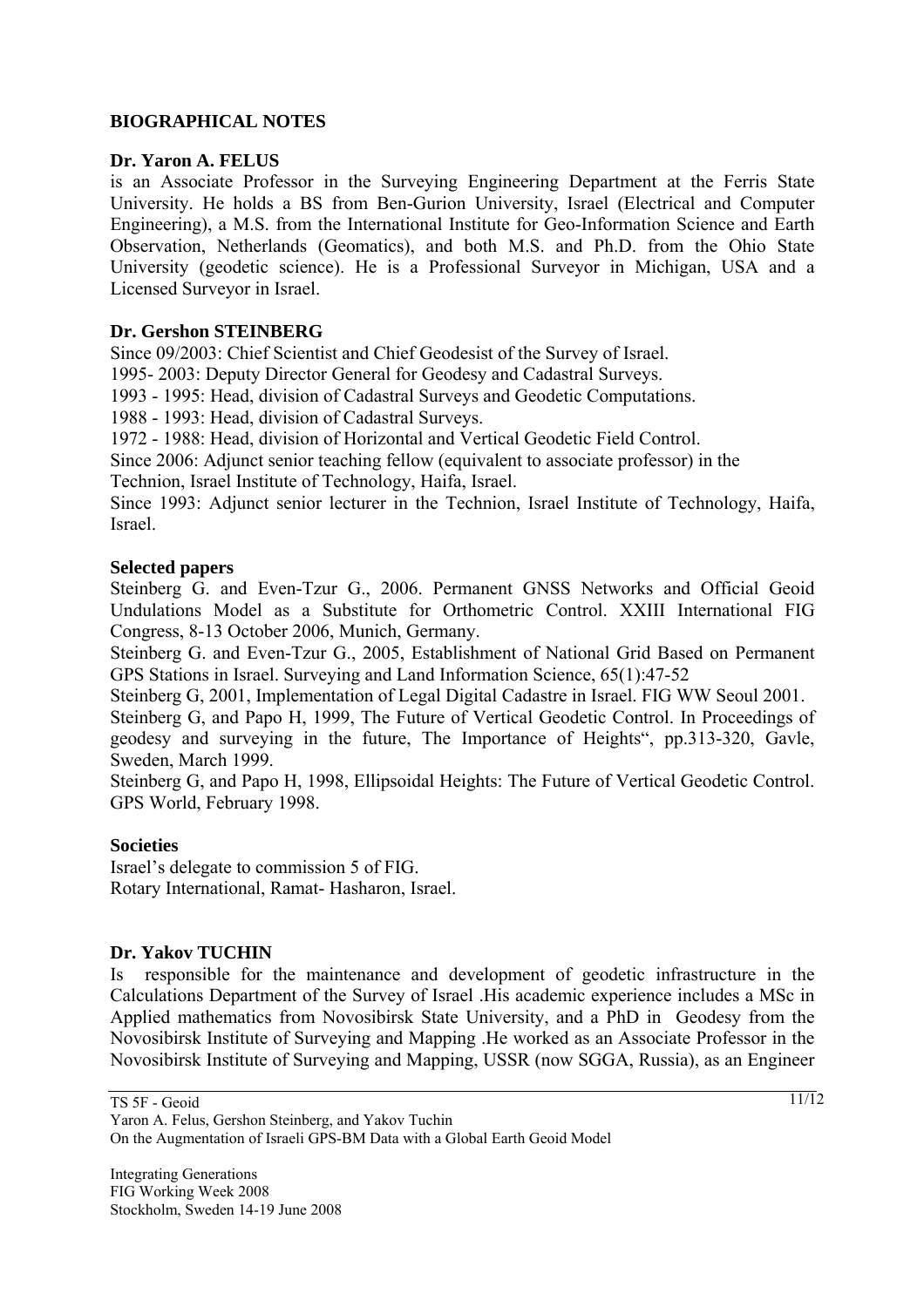## BIOGRAPHICAL NOTES

**Dr. Yaron A. FELUS**

is an Associate Professor in the Surveying Engineering Department at the Ferris State University. He holds a BS from Ben-Gurion University, Israel (Electrical and Computer Engineering), a M.S. from the International Institute for Geo-Information Science and Earth Observation, Netherlands (Geomatics), and both M.S. and Ph.D. from the Ohio State University (geodetic science). He is a Professional Surveyor in Michigan, USA and a Licensed Surveyor in Israel.

**Dr. Gershon STEINBERG**

Since 09/2003: Chief Scientist and Chief Geodesist of the Survey of Israel.
1995- 2003: Deputy Director General for Geodesy and Cadastral Surveys.
1993 - 1995: Head, division of Cadastral Surveys and Geodetic Computations.
1988 - 1993: Head, division of Cadastral Surveys.
1972 - 1988: Head, division of Horizontal and Vertical Geodetic Field Control.
Since 2006: Adjunct senior teaching fellow (equivalent to associate professor) in the Technion, Israel Institute of Technology, Haifa, Israel.
Since 1993: Adjunct senior lecturer in the Technion, Israel Institute of Technology, Haifa, Israel.

**Selected papers**

Steinberg G. and Even-Tzur G., 2006. Permanent GNSS Networks and Official Geoid Undulations Model as a Substitute for Orthometric Control. XXIII International FIG Congress, 8-13 October 2006, Munich, Germany.
Steinberg G. and Even-Tzur G., 2005, Establishment of National Grid Based on Permanent GPS Stations in Israel. Surveying and Land Information Science, 65(1):47-52
Steinberg G, 2001, Implementation of Legal Digital Cadastre in Israel. FIG WW Seoul 2001.
Steinberg G, and Papo H, 1999, The Future of Vertical Geodetic Control. In Proceedings of geodesy and surveying in the future, The Importance of Heights", pp.313-320, Gavle, Sweden, March 1999.
Steinberg G, and Papo H, 1998, Ellipsoidal Heights: The Future of Vertical Geodetic Control. GPS World, February 1998.

**Societies**

Israel's delegate to commission 5 of FIG.
Rotary International, Ramat- Hasharon, Israel.

**Dr. Yakov TUCHIN**

Is responsible for the maintenance and development of geodetic infrastructure in the Calculations Department of the Survey of Israel .His academic experience includes a MSc in Applied mathematics from Novosibirsk State University, and a PhD in Geodesy from the Novosibirsk Institute of Surveying and Mapping .He worked as an Associate Professor in the Novosibirsk Institute of Surveying and Mapping, USSR (now SGGA, Russia), as an Engineer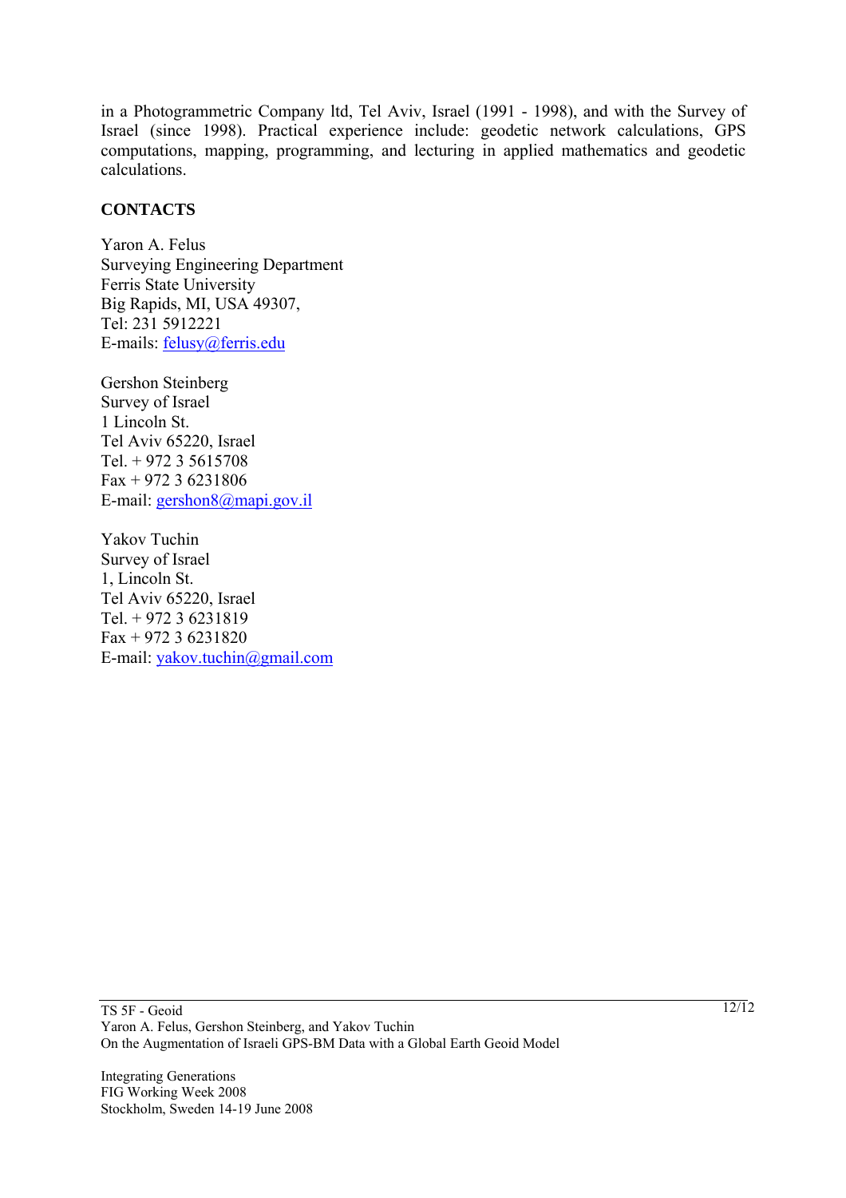in a Photogrammetric Company ltd, Tel Aviv, Israel (1991 - 1998), and with the Survey of Israel (since 1998). Practical experience include: geodetic network calculations, GPS computations, mapping, programming, and lecturing in applied mathematics and geodetic calculations.

**CONTACTS**

Yaron A. Felus
Surveying Engineering Department
Ferris State University
Big Rapids, MI, USA 49307,
Tel: 231 5912221
E-mails: felusy@ferris.edu

Gershon Steinberg
Survey of Israel
1 Lincoln St.
Tel Aviv 65220, Israel
Tel. + 972 3 5615708
Fax + 972 3 6231806
E-mail: gershon8@mapi.gov.il

Yakov Tuchin
Survey of Israel
1, Lincoln St.
Tel Aviv 65220, Israel
Tel. + 972 3 6231819
Fax + 972 3 6231820
E-mail: yakov.tuchin@gmail.com